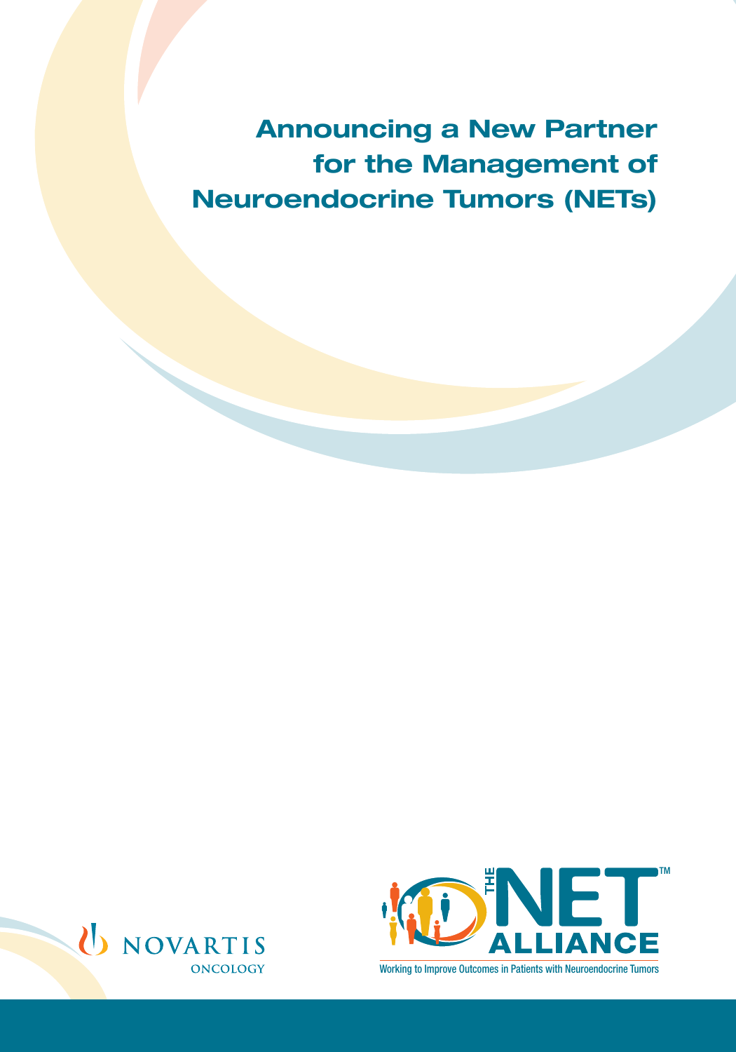# Announcing a New Partner for the Management of Neuroendocrine Tumors (NETs)

NOVARTIS
ONCOLOGY

THE NET™ ALLIANCE

Working to Improve Outcomes in Patients with Neuroendocrine Tumors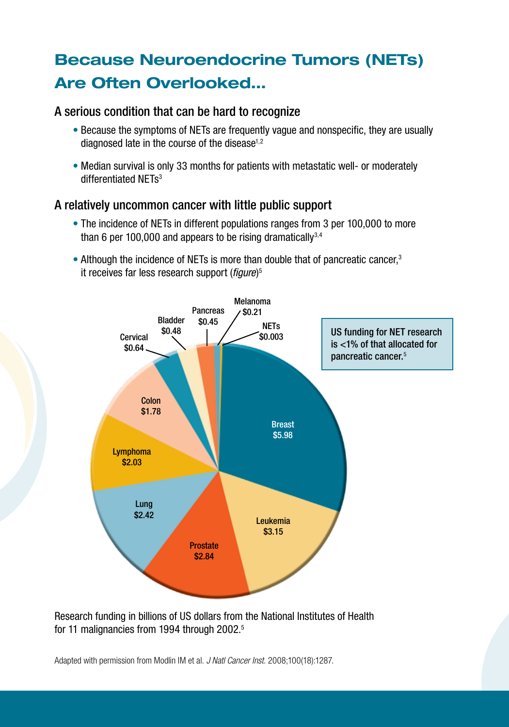# Because Neuroendocrine Tumors (NETs) Are Often Overlooked...

## A serious condition that can be hard to recognize

- Because the symptoms of NETs are frequently vague and nonspecific, they are usually diagnosed late in the course of the disease[1,2]
- Median survival is only 33 months for patients with metastatic well- or moderately differentiated NETs[3]

## A relatively uncommon cancer with little public support

- The incidence of NETs in different populations ranges from 3 per 100,000 to more than 6 per 100,000 and appears to be rising dramatically[3,4]
- Although the incidence of NETs is more than double that of pancreatic cancer,[3] it receives far less research support (*figure*)[5]

| Malignancy | Funding |
| --- | --- |
| Breast | $5.98 |
| Leukemia | $3.15 |
| Prostate | $2.84 |
| Lung | $2.42 |
| Lymphoma | $2.03 |
| Colon | $1.78 |
| Cervical | $0.64 |
| Bladder | $0.48 |
| Pancreas | $0.45 |
| Melanoma | $0.21 |
| NETs | $0.003 |

US funding for NET research is <1% of that allocated for pancreatic cancer.[5]

Research funding in billions of US dollars from the National Institutes of Health for 11 malignancies from 1994 through 2002.[5]

Adapted with permission from Modlin IM et al. *J Natl Cancer Inst.* 2008;100(18):1287.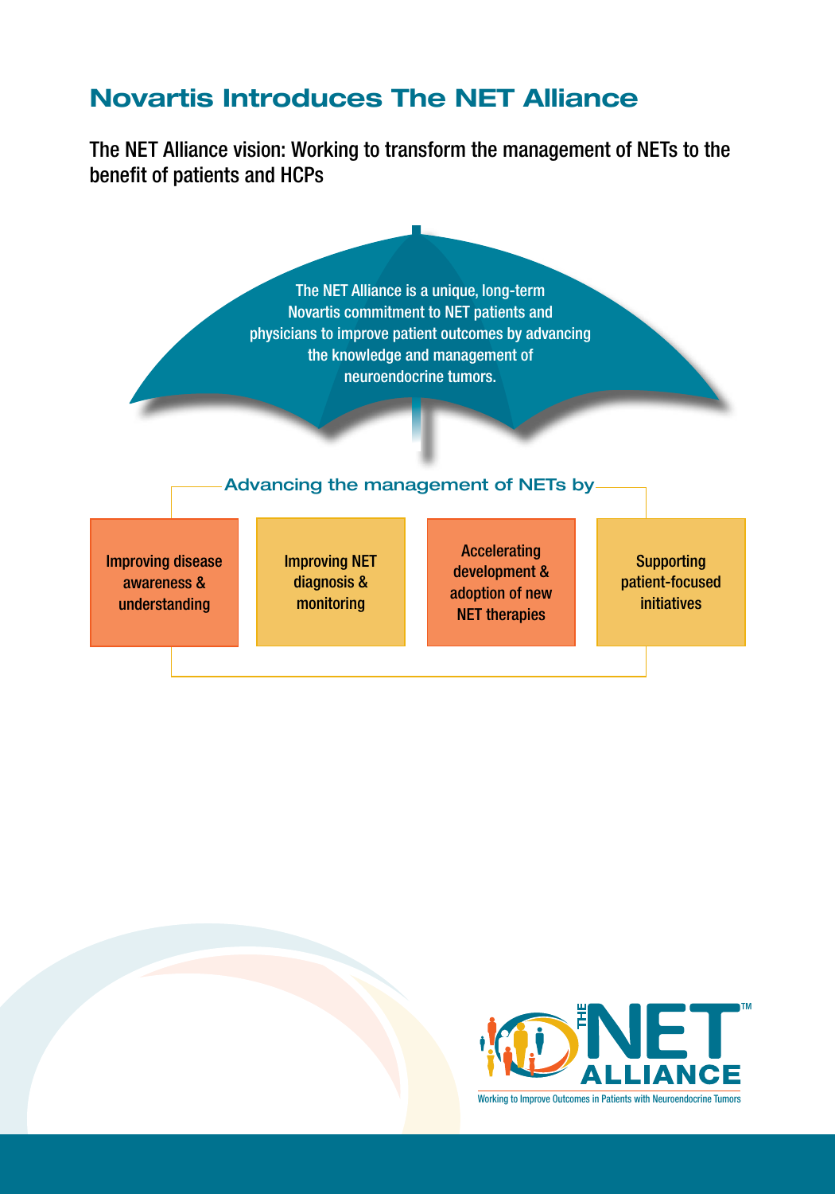# Novartis Introduces The NET Alliance

The NET Alliance vision: Working to transform the management of NETs to the benefit of patients and HCPs

The NET Alliance is a unique, long-term Novartis commitment to NET patients and physicians to improve patient outcomes by advancing the knowledge and management of neuroendocrine tumors.

## Advancing the management of NETs by

- Improving disease awareness & understanding
- Improving NET diagnosis & monitoring
- Accelerating development & adoption of new NET therapies
- Supporting patient-focused initiatives

THE NET ALLIANCE™

Working to Improve Outcomes in Patients with Neuroendocrine Tumors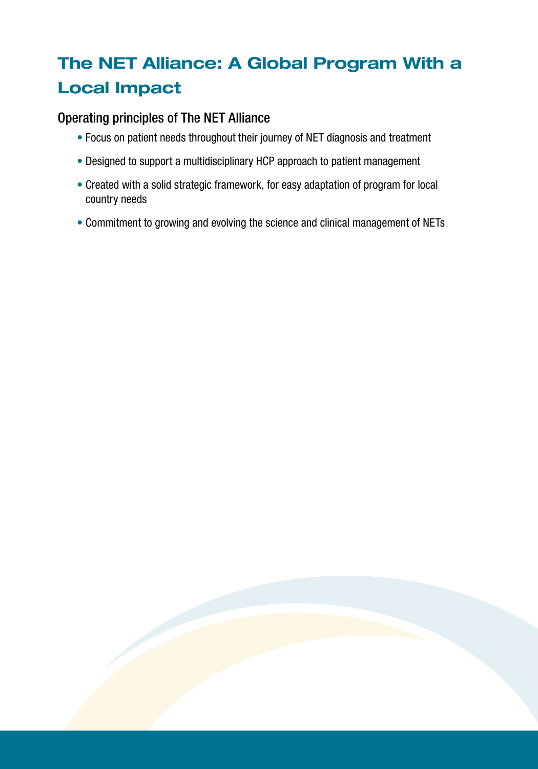# The NET Alliance: A Global Program With a Local Impact

## Operating principles of The NET Alliance

- Focus on patient needs throughout their journey of NET diagnosis and treatment
- Designed to support a multidisciplinary HCP approach to patient management
- Created with a solid strategic framework, for easy adaptation of program for local country needs
- Commitment to growing and evolving the science and clinical management of NETs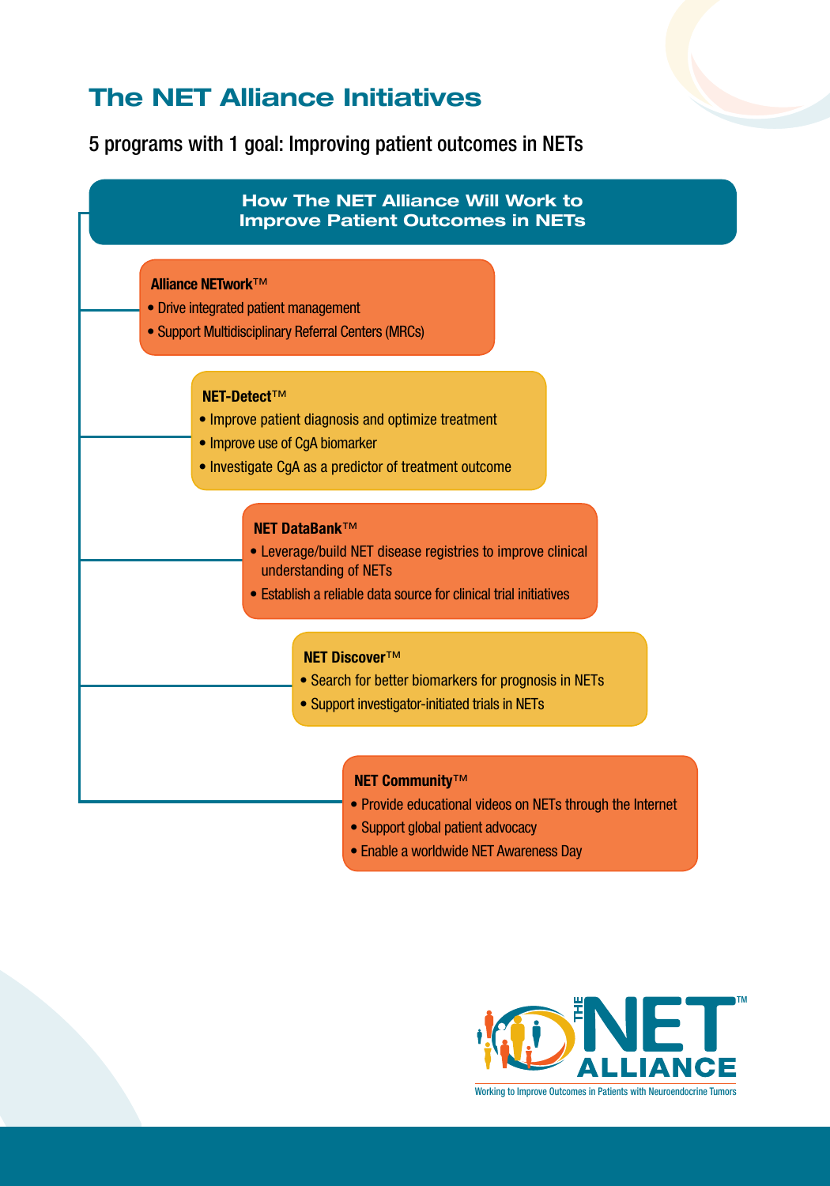# The NET Alliance Initiatives

5 programs with 1 goal: Improving patient outcomes in NETs

## How The NET Alliance Will Work to Improve Patient Outcomes in NETs

**Alliance NETwork™**

- Drive integrated patient management
- Support Multidisciplinary Referral Centers (MRCs)

**NET-Detect™**

- Improve patient diagnosis and optimize treatment
- Improve use of CgA biomarker
- Investigate CgA as a predictor of treatment outcome

**NET DataBank™**

- Leverage/build NET disease registries to improve clinical understanding of NETs
- Establish a reliable data source for clinical trial initiatives

**NET Discover™**

- Search for better biomarkers for prognosis in NETs
- Support investigator-initiated trials in NETs

**NET Community™**

- Provide educational videos on NETs through the Internet
- Support global patient advocacy
- Enable a worldwide NET Awareness Day

THE NET ALLIANCE™

Working to Improve Outcomes in Patients with Neuroendocrine Tumors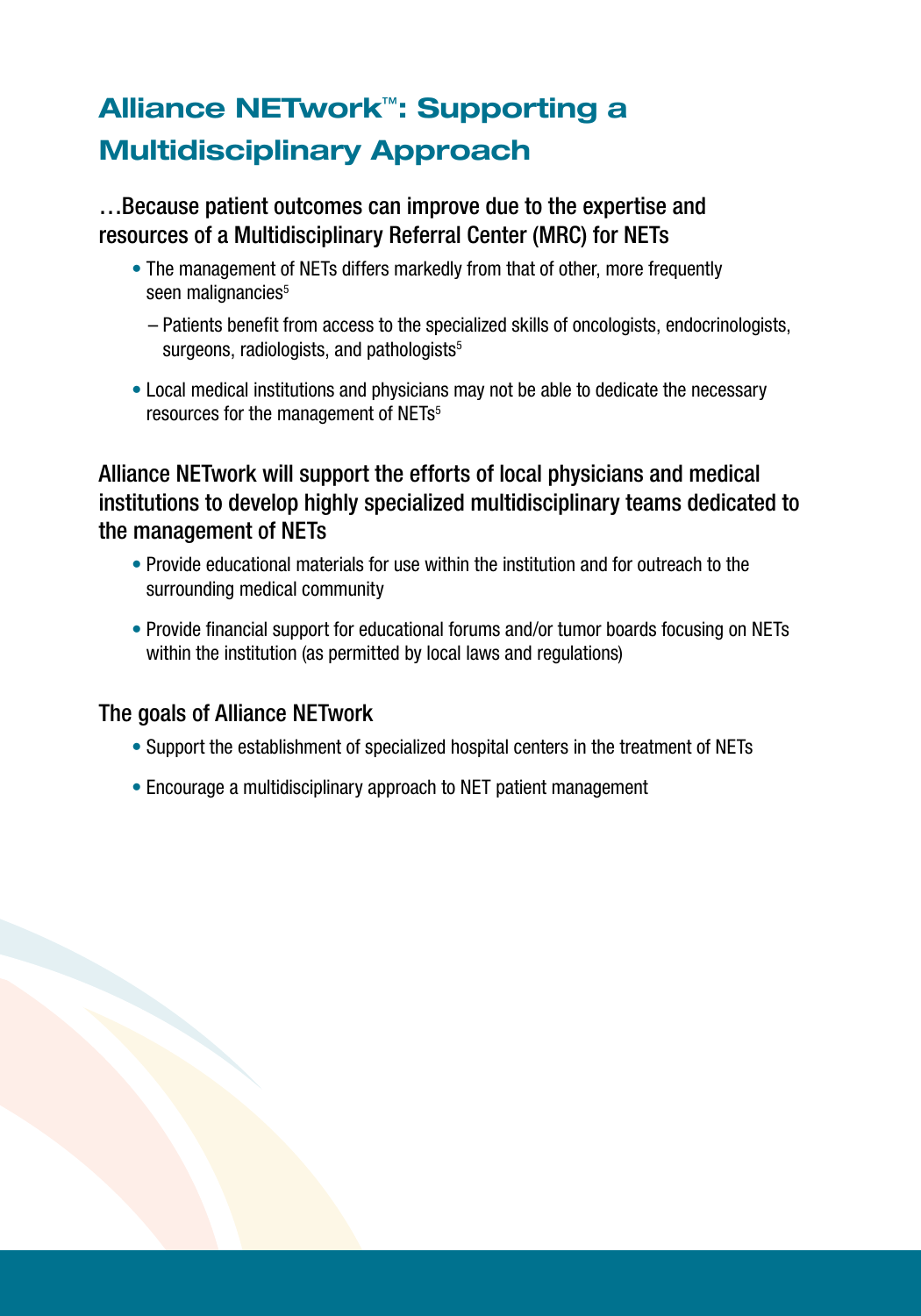# Alliance NETwork™: Supporting a Multidisciplinary Approach

### …Because patient outcomes can improve due to the expertise and resources of a Multidisciplinary Referral Center (MRC) for NETs

- The management of NETs differs markedly from that of other, more frequently seen malignancies[5]
  - Patients benefit from access to the specialized skills of oncologists, endocrinologists, surgeons, radiologists, and pathologists[5]
- Local medical institutions and physicians may not be able to dedicate the necessary resources for the management of NETs[5]

### Alliance NETwork will support the efforts of local physicians and medical institutions to develop highly specialized multidisciplinary teams dedicated to the management of NETs

- Provide educational materials for use within the institution and for outreach to the surrounding medical community
- Provide financial support for educational forums and/or tumor boards focusing on NETs within the institution (as permitted by local laws and regulations)

### The goals of Alliance NETwork

- Support the establishment of specialized hospital centers in the treatment of NETs
- Encourage a multidisciplinary approach to NET patient management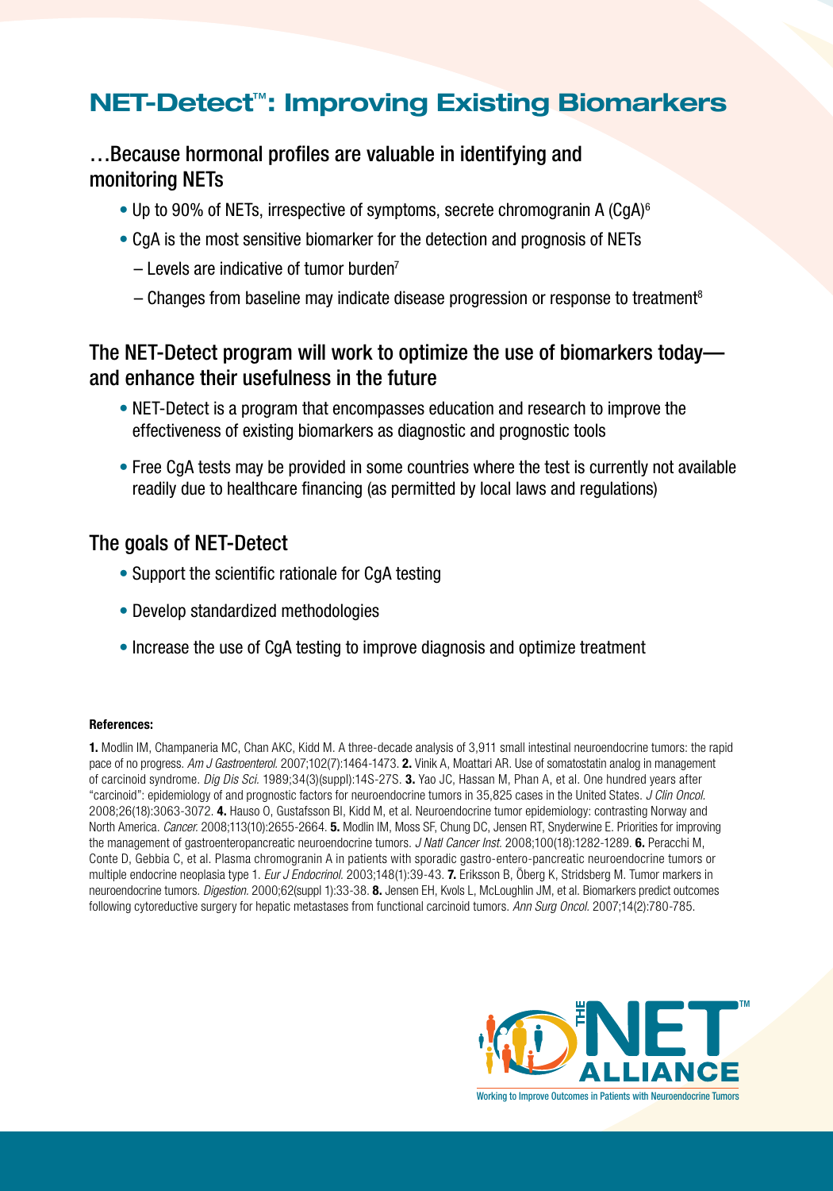# NET-Detect™: Improving Existing Biomarkers

## …Because hormonal profiles are valuable in identifying and monitoring NETs

- Up to 90% of NETs, irrespective of symptoms, secrete chromogranin A (CgA)[6]
- CgA is the most sensitive biomarker for the detection and prognosis of NETs
  - Levels are indicative of tumor burden[7]
  - Changes from baseline may indicate disease progression or response to treatment[8]

## The NET-Detect program will work to optimize the use of biomarkers today—and enhance their usefulness in the future

- NET-Detect is a program that encompasses education and research to improve the effectiveness of existing biomarkers as diagnostic and prognostic tools
- Free CgA tests may be provided in some countries where the test is currently not available readily due to healthcare financing (as permitted by local laws and regulations)

## The goals of NET-Detect

- Support the scientific rationale for CgA testing
- Develop standardized methodologies
- Increase the use of CgA testing to improve diagnosis and optimize treatment

**References:**

**1.** Modlin IM, Champaneria MC, Chan AKC, Kidd M. A three-decade analysis of 3,911 small intestinal neuroendocrine tumors: the rapid pace of no progress. *Am J Gastroenterol.* 2007;102(7):1464-1473. **2.** Vinik A, Moattari AR. Use of somatostatin analog in management of carcinoid syndrome. *Dig Dis Sci.* 1989;34(3)(suppl):14S-27S. **3.** Yao JC, Hassan M, Phan A, et al. One hundred years after "carcinoid": epidemiology of and prognostic factors for neuroendocrine tumors in 35,825 cases in the United States. *J Clin Oncol.* 2008;26(18):3063-3072. **4.** Hauso O, Gustafsson BI, Kidd M, et al. Neuroendocrine tumor epidemiology: contrasting Norway and North America. *Cancer.* 2008;113(10):2655-2664. **5.** Modlin IM, Moss SF, Chung DC, Jensen RT, Snyderwine E. Priorities for improving the management of gastroenteropancreatic neuroendocrine tumors. *J Natl Cancer Inst.* 2008;100(18):1282-1289. **6.** Peracchi M, Conte D, Gebbia C, et al. Plasma chromogranin A in patients with sporadic gastro-entero-pancreatic neuroendocrine tumors or multiple endocrine neoplasia type 1. *Eur J Endocrinol.* 2003;148(1):39-43. **7.** Eriksson B, Öberg K, Stridsberg M. Tumor markers in neuroendocrine tumors. *Digestion.* 2000;62(suppl 1):33-38. **8.** Jensen EH, Kvols L, McLoughlin JM, et al. Biomarkers predict outcomes following cytoreductive surgery for hepatic metastases from functional carcinoid tumors. *Ann Surg Oncol.* 2007;14(2):780-785.

THE NET ALLIANCE™

Working to Improve Outcomes in Patients with Neuroendocrine Tumors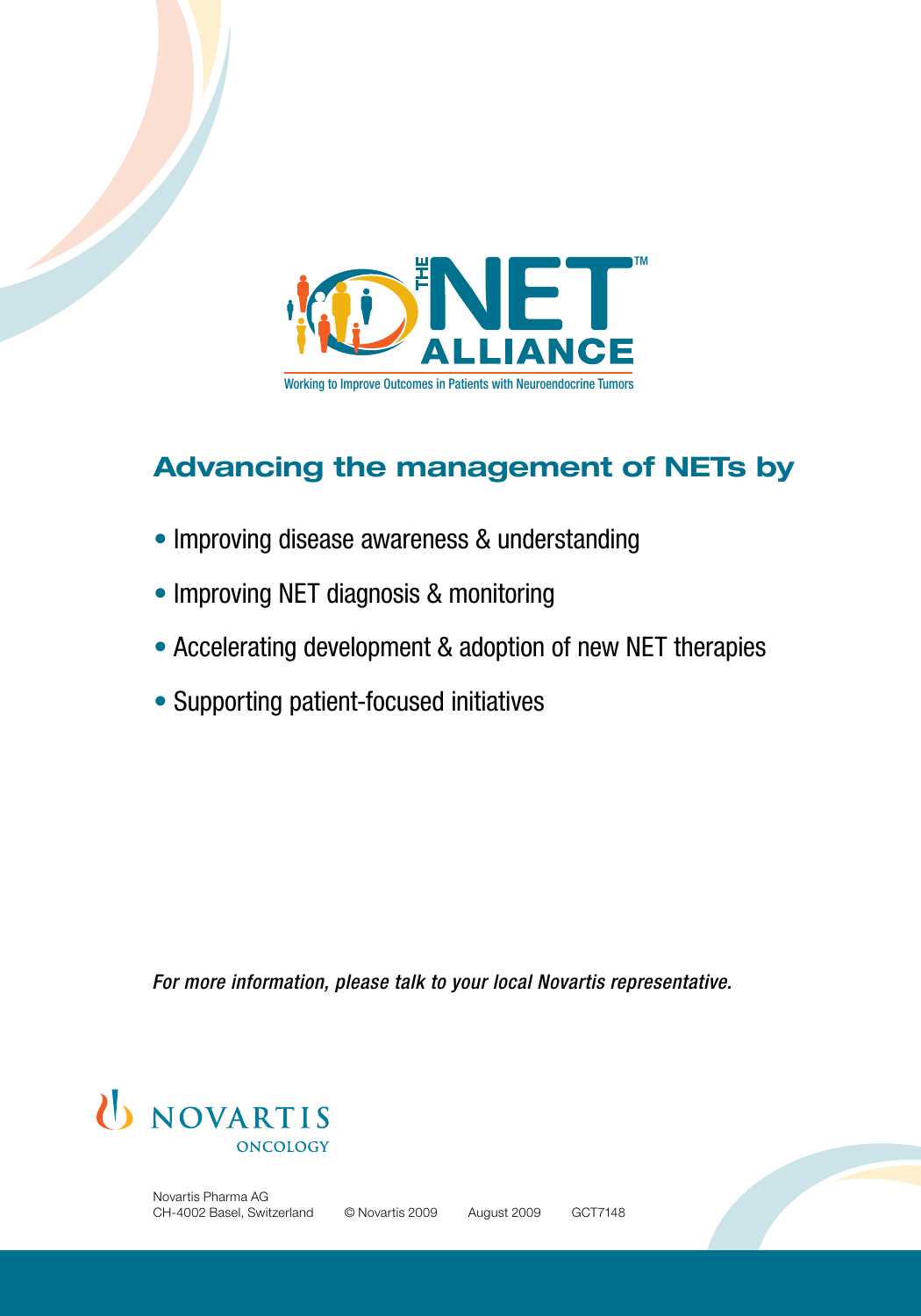THE NET™ ALLIANCE

Working to Improve Outcomes in Patients with Neuroendocrine Tumors

## Advancing the management of NETs by

- Improving disease awareness & understanding
- Improving NET diagnosis & monitoring
- Accelerating development & adoption of new NET therapies
- Supporting patient-focused initiatives

*For more information, please talk to your local Novartis representative.*

NOVARTIS ONCOLOGY

Novartis Pharma AG
CH-4002 Basel, Switzerland © Novartis 2009 August 2009 GCT7148